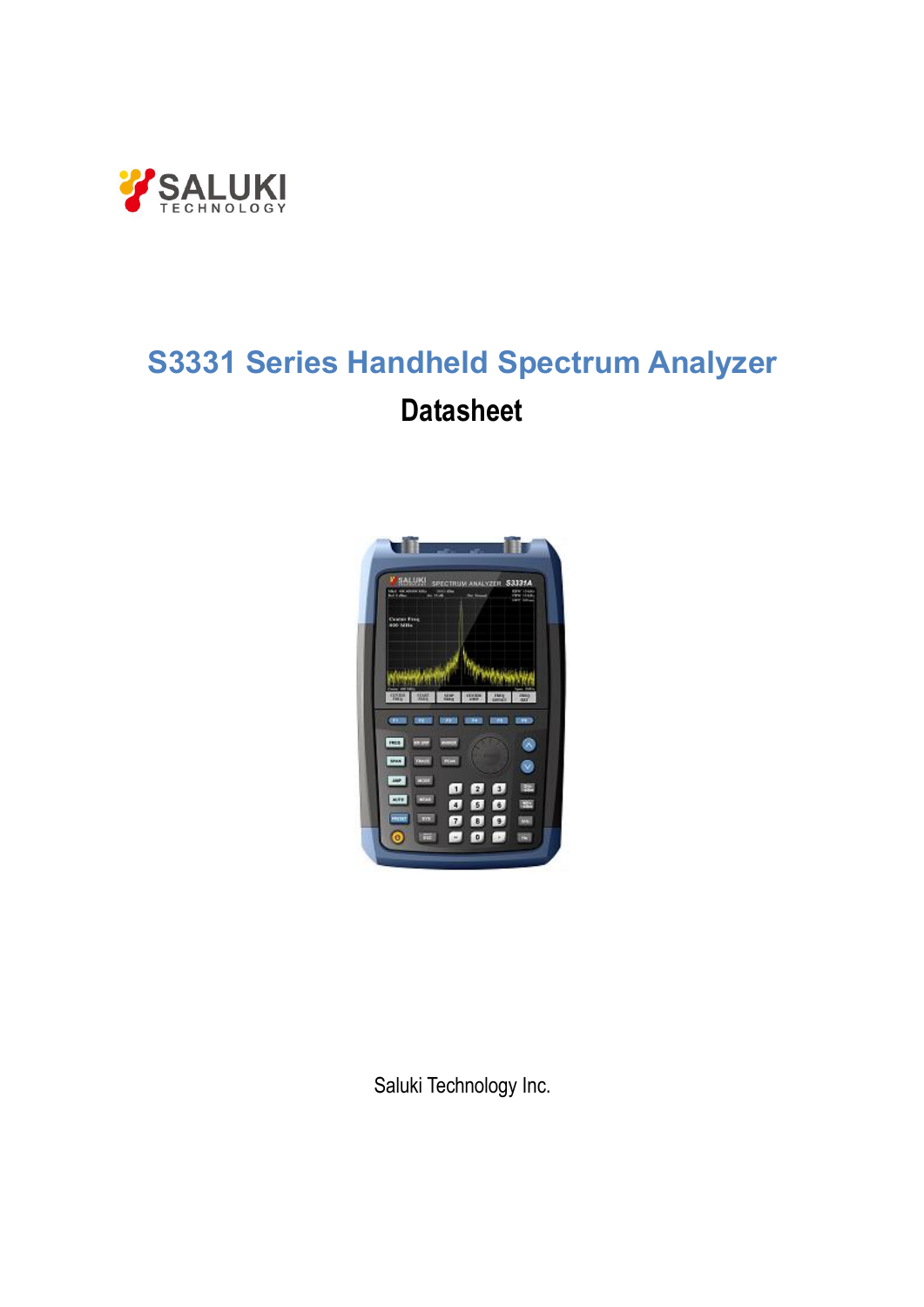SALUKI TECHNOLOGY

# S3331 Series Handheld Spectrum Analyzer

## Datasheet

Saluki Technology Inc.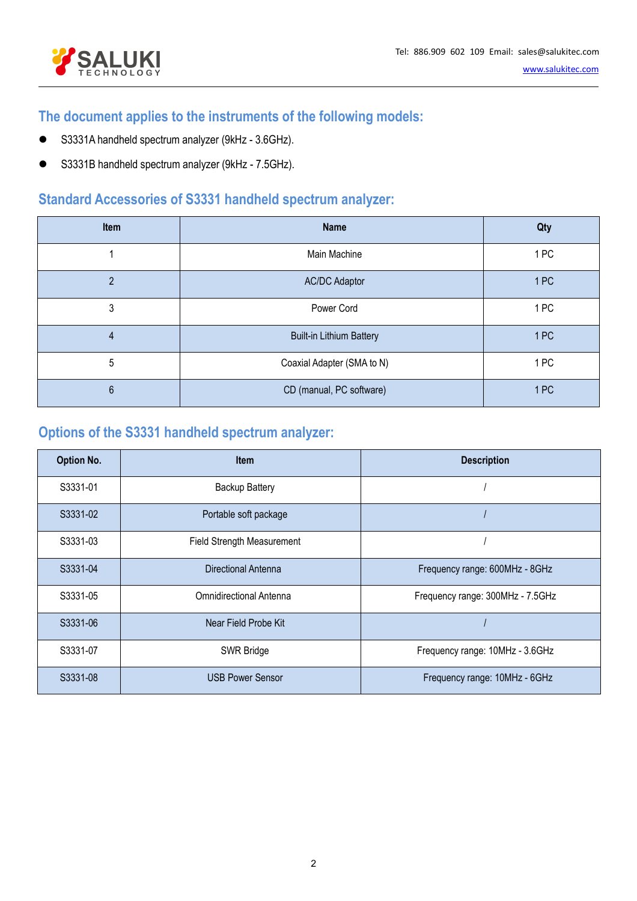## The document applies to the instruments of the following models:

- S3331A handheld spectrum analyzer (9kHz - 3.6GHz).
- S3331B handheld spectrum analyzer (9kHz - 7.5GHz).

## Standard Accessories of S3331 handheld spectrum analyzer:

| Item | Name | Qty |
|---|---|---|
| 1 | Main Machine | 1 PC |
| 2 | AC/DC Adaptor | 1 PC |
| 3 | Power Cord | 1 PC |
| 4 | Built-in Lithium Battery | 1 PC |
| 5 | Coaxial Adapter (SMA to N) | 1 PC |
| 6 | CD (manual, PC software) | 1 PC |

## Options of the S3331 handheld spectrum analyzer:

| Option No. | Item | Description |
|---|---|---|
| S3331-01 | Backup Battery | / |
| S3331-02 | Portable soft package | / |
| S3331-03 | Field Strength Measurement | / |
| S3331-04 | Directional Antenna | Frequency range: 600MHz - 8GHz |
| S3331-05 | Omnidirectional Antenna | Frequency range: 300MHz - 7.5GHz |
| S3331-06 | Near Field Probe Kit | / |
| S3331-07 | SWR Bridge | Frequency range: 10MHz - 3.6GHz |
| S3331-08 | USB Power Sensor | Frequency range: 10MHz - 6GHz |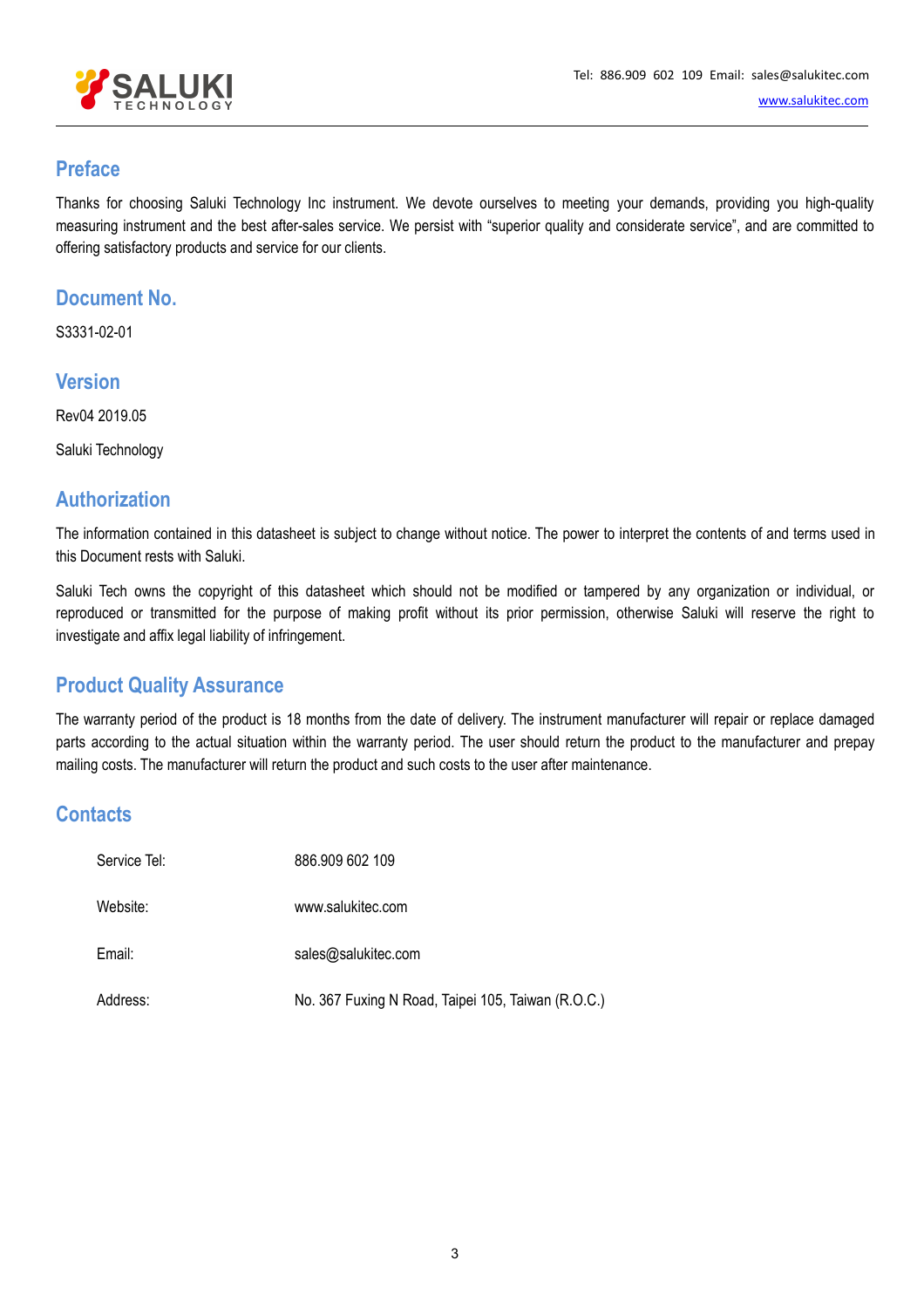## Preface

Thanks for choosing Saluki Technology Inc instrument. We devote ourselves to meeting your demands, providing you high-quality measuring instrument and the best after-sales service. We persist with "superior quality and considerate service", and are committed to offering satisfactory products and service for our clients.

## Document No.

S3331-02-01

## Version

Rev04 2019.05

Saluki Technology

## Authorization

The information contained in this datasheet is subject to change without notice. The power to interpret the contents of and terms used in this Document rests with Saluki.

Saluki Tech owns the copyright of this datasheet which should not be modified or tampered by any organization or individual, or reproduced or transmitted for the purpose of making profit without its prior permission, otherwise Saluki will reserve the right to investigate and affix legal liability of infringement.

## Product Quality Assurance

The warranty period of the product is 18 months from the date of delivery. The instrument manufacturer will repair or replace damaged parts according to the actual situation within the warranty period. The user should return the product to the manufacturer and prepay mailing costs. The manufacturer will return the product and such costs to the user after maintenance.

## Contacts

| | |
|---|---|
| Service Tel: | 886.909 602 109 |
| Website: | www.salukitec.com |
| Email: | sales@salukitec.com |
| Address: | No. 367 Fuxing N Road, Taipei 105, Taiwan (R.O.C.) |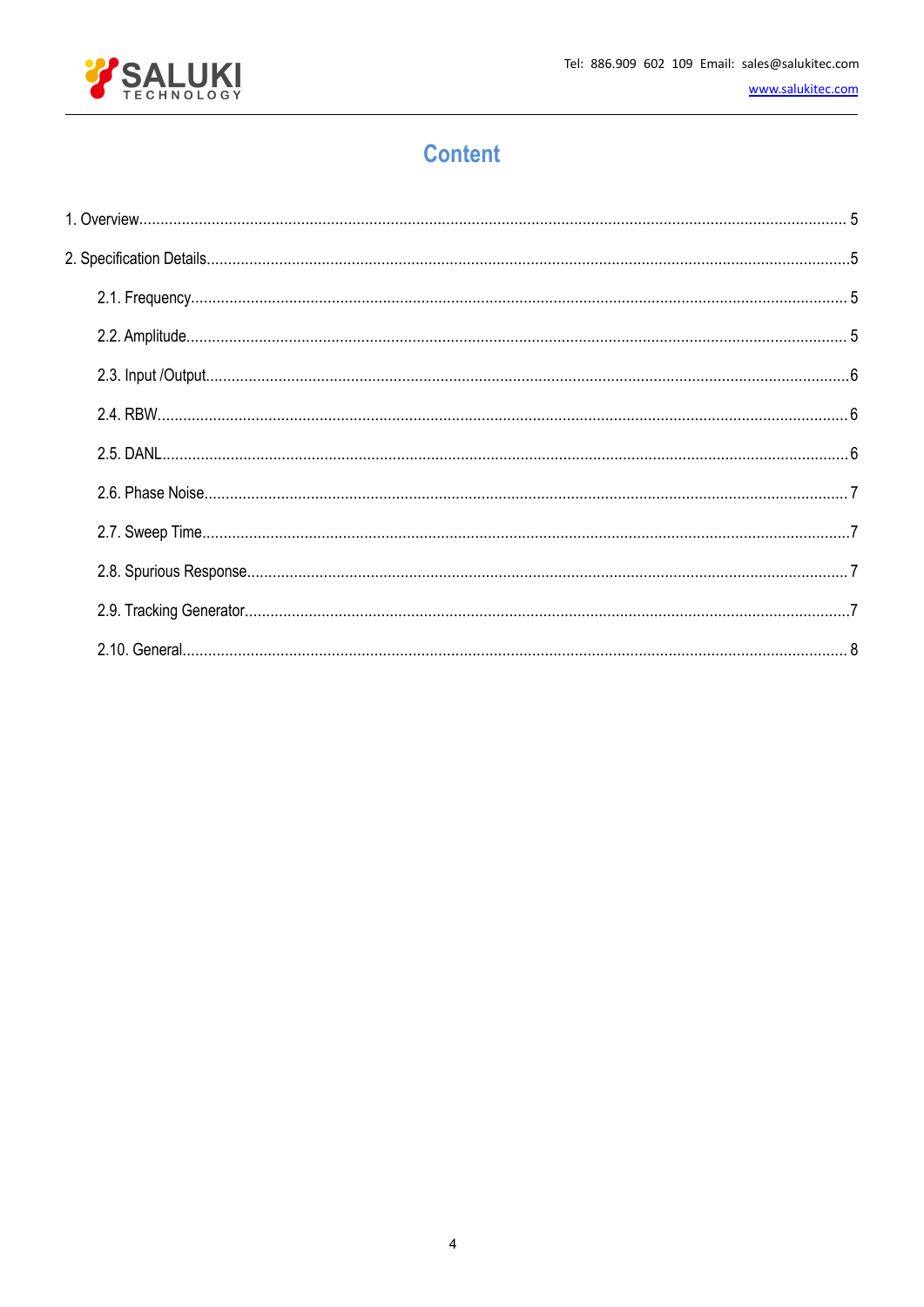# Content

1. Overview.......................................................................................................................................................... 5

2. Specification Details......................................................................................................................................5

   2.1. Frequency............................................................................................................................................ 5

   2.2. Amplitude............................................................................................................................................ 5

   2.3. Input /Output........................................................................................................................................6

   2.4. RBW.................................................................................................................................................... 6

   2.5. DANL...................................................................................................................................................6

   2.6. Phase Noise......................................................................................................................................... 7

   2.7. Sweep Time..........................................................................................................................................7

   2.8. Spurious Response.............................................................................................................................. 7

   2.9. Tracking Generator...............................................................................................................................7

   2.10. General.............................................................................................................................................. 8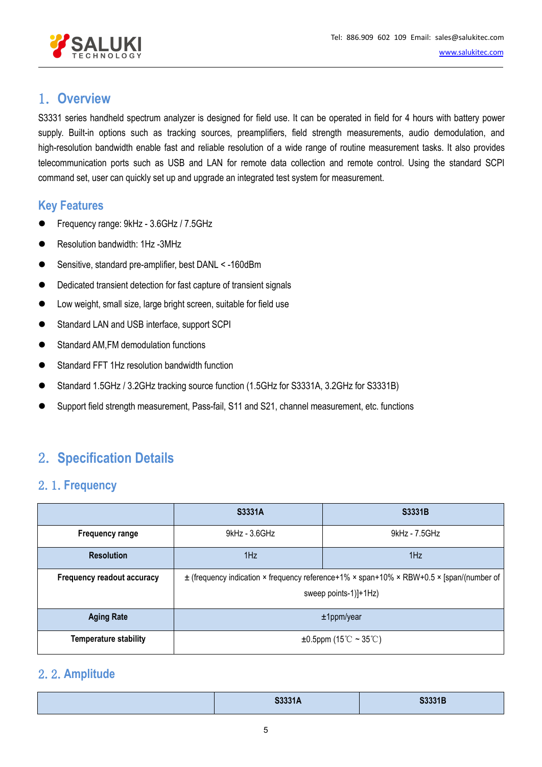# 1. Overview

S3331 series handheld spectrum analyzer is designed for field use. It can be operated in field for 4 hours with battery power supply. Built-in options such as tracking sources, preamplifiers, field strength measurements, audio demodulation, and high-resolution bandwidth enable fast and reliable resolution of a wide range of routine measurement tasks. It also provides telecommunication ports such as USB and LAN for remote data collection and remote control. Using the standard SCPI command set, user can quickly set up and upgrade an integrated test system for measurement.

## Key Features

- Frequency range: 9kHz - 3.6GHz / 7.5GHz
- Resolution bandwidth: 1Hz -3MHz
- Sensitive, standard pre-amplifier, best DANL < -160dBm
- Dedicated transient detection for fast capture of transient signals
- Low weight, small size, large bright screen, suitable for field use
- Standard LAN and USB interface, support SCPI
- Standard AM,FM demodulation functions
- Standard FFT 1Hz resolution bandwidth function
- Standard 1.5GHz / 3.2GHz tracking source function (1.5GHz for S3331A, 3.2GHz for S3331B)
- Support field strength measurement, Pass-fail, S11 and S21, channel measurement, etc. functions

# 2. Specification Details

## 2.1. Frequency

| | S3331A | S3331B |
|---|---|---|
| Frequency range | 9kHz - 3.6GHz | 9kHz - 7.5GHz |
| Resolution | 1Hz | 1Hz |
| Frequency readout accuracy | ± (frequency indication × frequency reference+1% × span+10% × RBW+0.5 × [span/(number of sweep points-1)]+1Hz) | |
| Aging Rate | ±1ppm/year | |
| Temperature stability | ±0.5ppm (15℃ ~ 35℃) | |

## 2.2. Amplitude

| | S3331A | S3331B |
|---|---|---|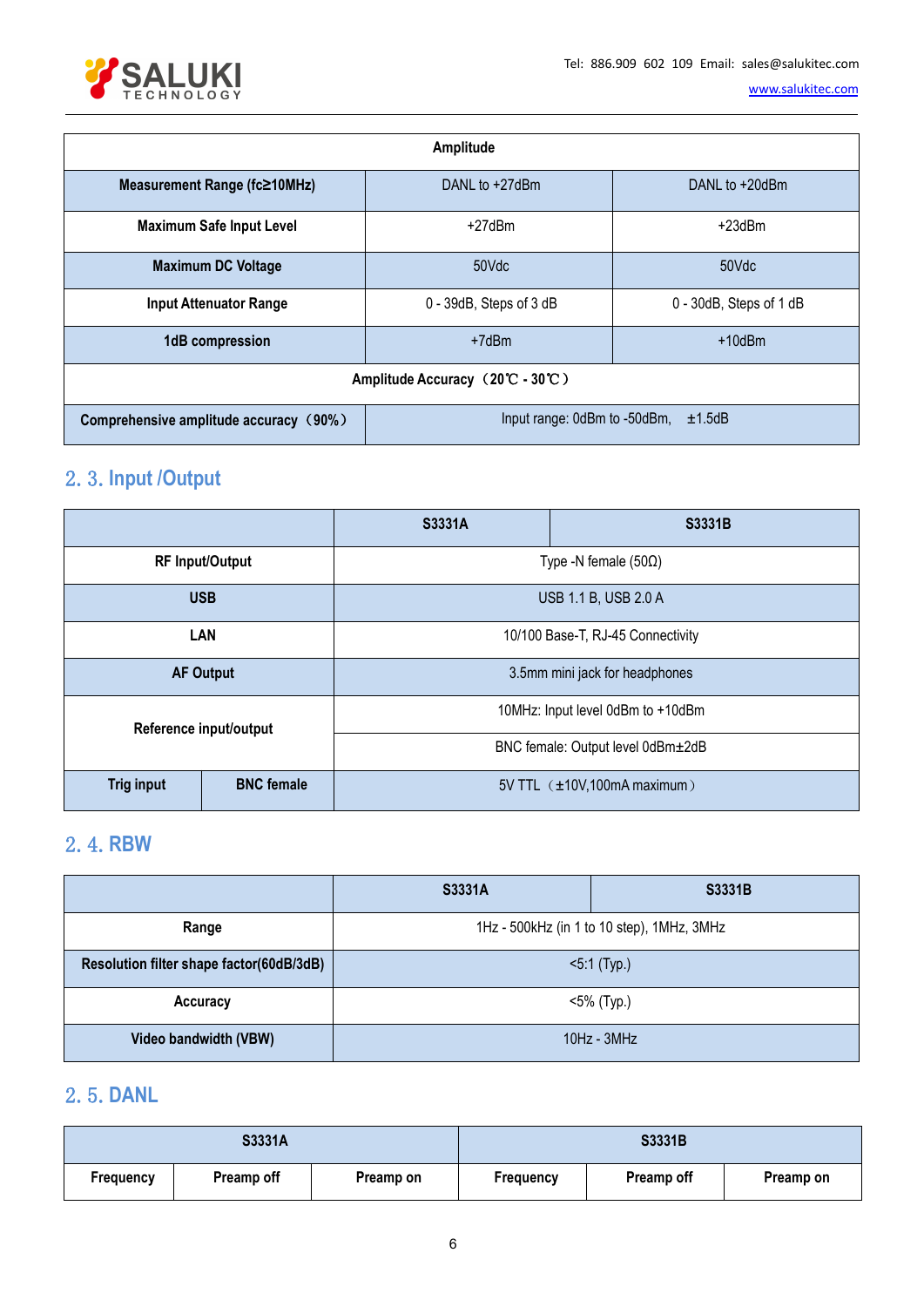| Amplitude | | |
|---|---|---|
| Measurement Range (fc≥10MHz) | DANL to +27dBm | DANL to +20dBm |
| Maximum Safe Input Level | +27dBm | +23dBm |
| Maximum DC Voltage | 50Vdc | 50Vdc |
| Input Attenuator Range | 0 - 39dB, Steps of 3 dB | 0 - 30dB, Steps of 1 dB |
| 1dB compression | +7dBm | +10dBm |
| Amplitude Accuracy（20℃ - 30℃） | | |
| Comprehensive amplitude accuracy（90%） | Input range: 0dBm to -50dBm,　±1.5dB | |

## 2. 3. Input /Output

| | | S3331A | S3331B |
|---|---|---|---|
| RF Input/Output | | Type -N female (50Ω) | |
| USB | | USB 1.1 B, USB 2.0 A | |
| LAN | | 10/100 Base-T, RJ-45 Connectivity | |
| AF Output | | 3.5mm mini jack for headphones | |
| Reference input/output | | 10MHz: Input level 0dBm to +10dBm | |
| | | BNC female: Output level 0dBm±2dB | |
| Trig input | BNC female | 5V TTL（±10V,100mA maximum） | |

## 2. 4. RBW

| | S3331A | S3331B |
|---|---|---|
| Range | 1Hz - 500kHz (in 1 to 10 step), 1MHz, 3MHz | |
| Resolution filter shape factor(60dB/3dB) | <5:1 (Typ.) | |
| Accuracy | <5% (Typ.) | |
| Video bandwidth (VBW) | 10Hz - 3MHz | |

## 2. 5. DANL

| S3331A | | | S3331B | | |
|---|---|---|---|---|---|
| Frequency | Preamp off | Preamp on | Frequency | Preamp off | Preamp on |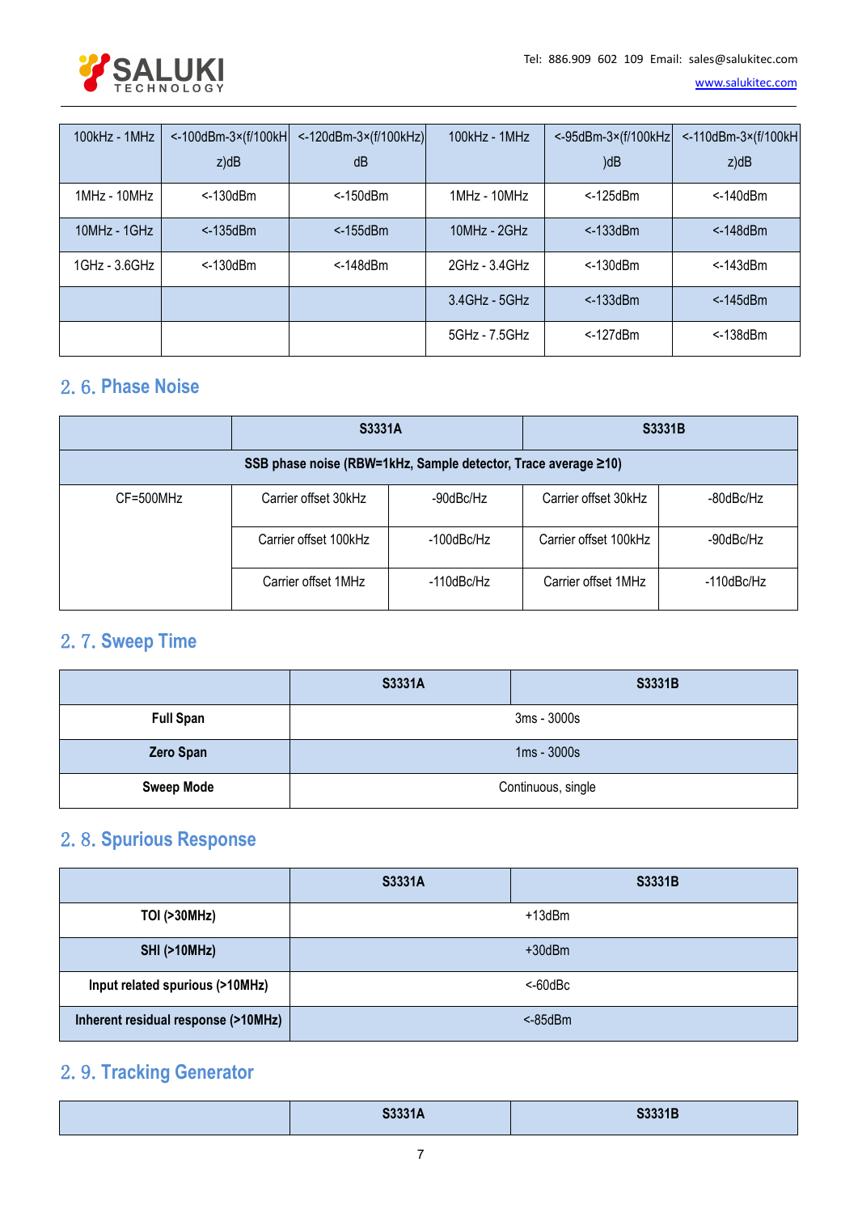| 100kHz - 1MHz | <-100dBm-3×(f/100kHz)dB | <-120dBm-3×(f/100kHz)dB | 100kHz - 1MHz | <-95dBm-3×(f/100kHz)dB | <-110dBm-3×(f/100kHz)dB |
|---|---|---|---|---|---|
| 1MHz - 10MHz | <-130dBm | <-150dBm | 1MHz - 10MHz | <-125dBm | <-140dBm |
| 10MHz - 1GHz | <-135dBm | <-155dBm | 10MHz - 2GHz | <-133dBm | <-148dBm |
| 1GHz - 3.6GHz | <-130dBm | <-148dBm | 2GHz - 3.4GHz | <-130dBm | <-143dBm |
| | | | 3.4GHz - 5GHz | <-133dBm | <-145dBm |
| | | | 5GHz - 7.5GHz | <-127dBm | <-138dBm |

## 2. 6. Phase Noise

| | S3331A | | S3331B | |
|---|---|---|---|---|
| **SSB phase noise (RBW=1kHz, Sample detector, Trace average ≥10)** | | | | |
| CF=500MHz | Carrier offset 30kHz | -90dBc/Hz | Carrier offset 30kHz | -80dBc/Hz |
| | Carrier offset 100kHz | -100dBc/Hz | Carrier offset 100kHz | -90dBc/Hz |
| | Carrier offset 1MHz | -110dBc/Hz | Carrier offset 1MHz | -110dBc/Hz |

## 2. 7. Sweep Time

| | S3331A | S3331B |
|---|---|---|
| **Full Span** | 3ms - 3000s | |
| **Zero Span** | 1ms - 3000s | |
| **Sweep Mode** | Continuous, single | |

## 2. 8. Spurious Response

| | S3331A | S3331B |
|---|---|---|
| **TOI (>30MHz)** | +13dBm | |
| **SHI (>10MHz)** | +30dBm | |
| **Input related spurious (>10MHz)** | <-60dBc | |
| **Inherent residual response (>10MHz)** | <-85dBm | |

## 2. 9. Tracking Generator

| | S3331A | S3331B |
|---|---|---|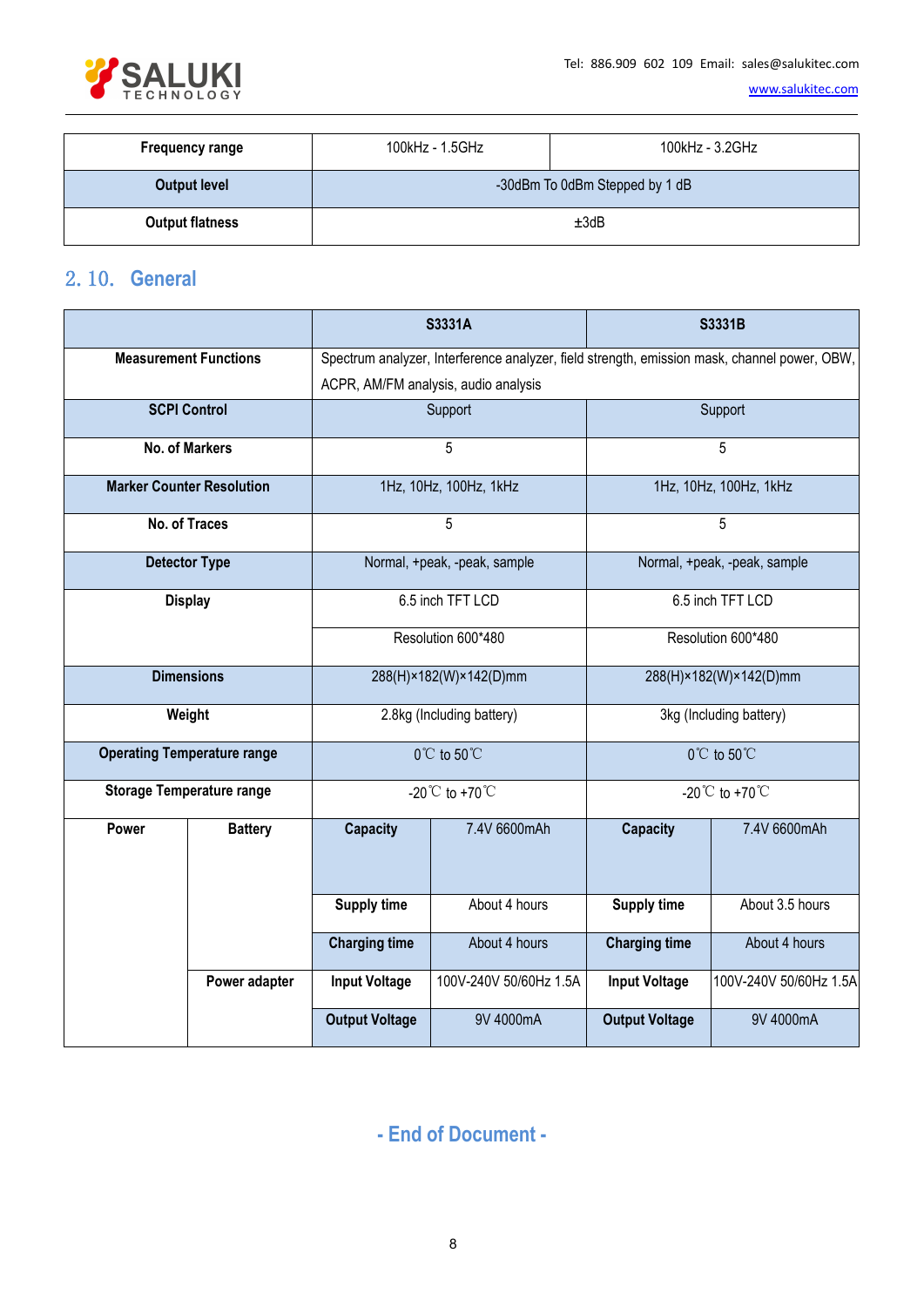| | | |
|---|---|---|
| **Frequency range** | 100kHz - 1.5GHz | 100kHz - 3.2GHz |
| **Output level** | -30dBm To 0dBm Stepped by 1 dB | |
| **Output flatness** | ±3dB | |

## 2. 10. General

| | | S3331A | | S3331B | |
|---|---|---|---|---|---|
| **Measurement Functions** | | Spectrum analyzer, Interference analyzer, field strength, emission mask, channel power, OBW, ACPR, AM/FM analysis, audio analysis | | | |
| **SCPI Control** | | Support | | Support | |
| **No. of Markers** | | 5 | | 5 | |
| **Marker Counter Resolution** | | 1Hz, 10Hz, 100Hz, 1kHz | | 1Hz, 10Hz, 100Hz, 1kHz | |
| **No. of Traces** | | 5 | | 5 | |
| **Detector Type** | | Normal, +peak, -peak, sample | | Normal, +peak, -peak, sample | |
| **Display** | | 6.5 inch TFT LCD | | 6.5 inch TFT LCD | |
| | | Resolution 600*480 | | Resolution 600*480 | |
| **Dimensions** | | 288(H)×182(W)×142(D)mm | | 288(H)×182(W)×142(D)mm | |
| **Weight** | | 2.8kg (Including battery) | | 3kg (Including battery) | |
| **Operating Temperature range** | | 0℃ to 50℃ | | 0℃ to 50℃ | |
| **Storage Temperature range** | | -20℃ to +70℃ | | -20℃ to +70℃ | |
| **Power** | **Battery** | **Capacity** | 7.4V 6600mAh | **Capacity** | 7.4V 6600mAh |
| | | **Supply time** | About 4 hours | **Supply time** | About 3.5 hours |
| | | **Charging time** | About 4 hours | **Charging time** | About 4 hours |
| | **Power adapter** | **Input Voltage** | 100V-240V 50/60Hz 1.5A | **Input Voltage** | 100V-240V 50/60Hz 1.5A |
| | | **Output Voltage** | 9V 4000mA | **Output Voltage** | 9V 4000mA |

**- End of Document -**